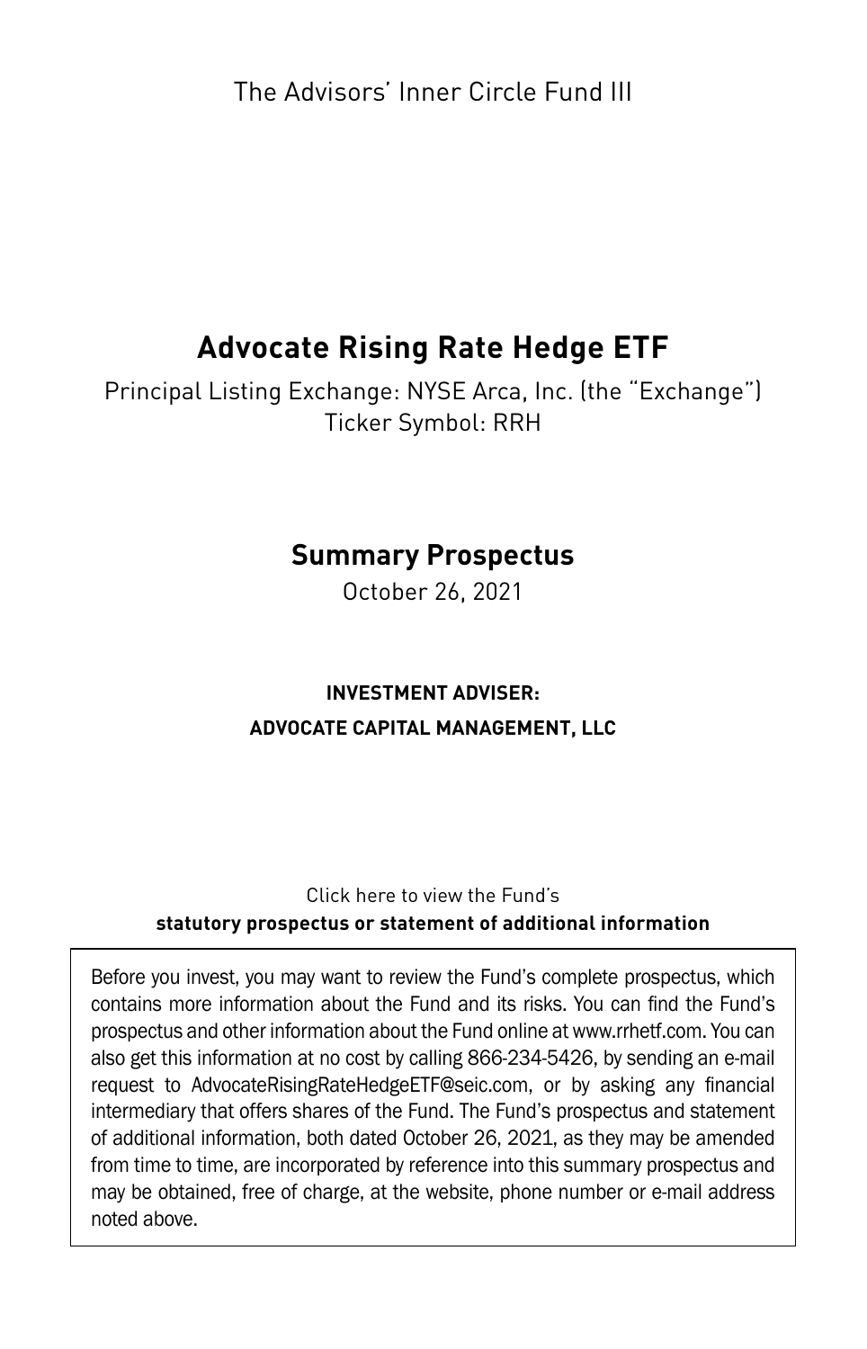The Advisors' Inner Circle Fund III

# Advocate Rising Rate Hedge ETF

Principal Listing Exchange: NYSE Arca, Inc. (the "Exchange")
Ticker Symbol: RRH

## Summary Prospectus

October 26, 2021

**INVESTMENT ADVISER:**
**ADVOCATE CAPITAL MANAGEMENT, LLC**

Click here to view the Fund's
**statutory prospectus or statement of additional information**

Before you invest, you may want to review the Fund's complete prospectus, which contains more information about the Fund and its risks. You can find the Fund's prospectus and other information about the Fund online at www.rrhetf.com. You can also get this information at no cost by calling 866-234-5426, by sending an e-mail request to AdvocateRisingRateHedgeETF@seic.com, or by asking any financial intermediary that offers shares of the Fund. The Fund's prospectus and statement of additional information, both dated October 26, 2021, as they may be amended from time to time, are incorporated by reference into this summary prospectus and may be obtained, free of charge, at the website, phone number or e-mail address noted above.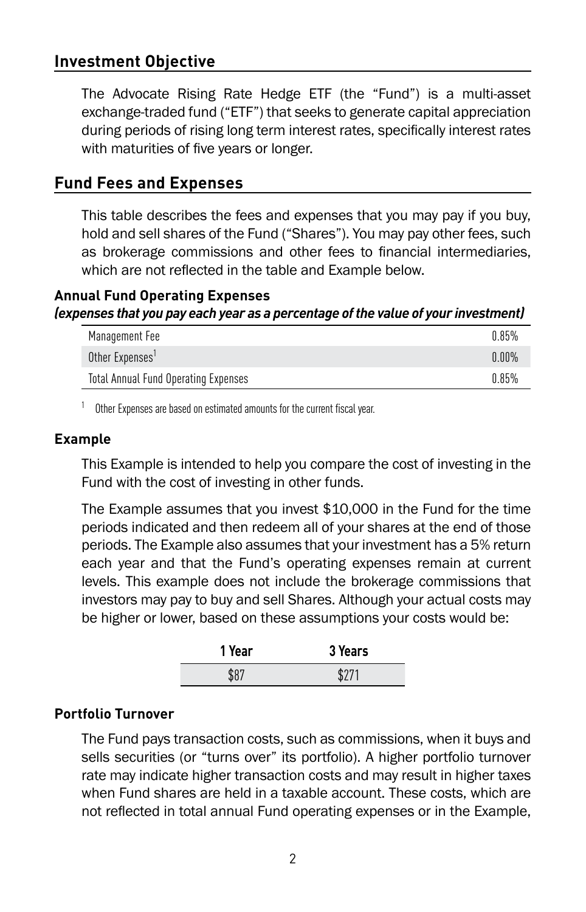## Investment Objective

The Advocate Rising Rate Hedge ETF (the "Fund") is a multi-asset exchange-traded fund ("ETF") that seeks to generate capital appreciation during periods of rising long term interest rates, specifically interest rates with maturities of five years or longer.

## Fund Fees and Expenses

This table describes the fees and expenses that you may pay if you buy, hold and sell shares of the Fund ("Shares"). You may pay other fees, such as brokerage commissions and other fees to financial intermediaries, which are not reflected in the table and Example below.

**Annual Fund Operating Expenses**
***(expenses that you pay each year as a percentage of the value of your investment)***

| | |
|---|---|
| Management Fee | 0.85% |
| Other Expenses[1] | 0.00% |
| Total Annual Fund Operating Expenses | 0.85% |

[1] Other Expenses are based on estimated amounts for the current fiscal year.

### Example

This Example is intended to help you compare the cost of investing in the Fund with the cost of investing in other funds.

The Example assumes that you invest $10,000 in the Fund for the time periods indicated and then redeem all of your shares at the end of those periods. The Example also assumes that your investment has a 5% return each year and that the Fund's operating expenses remain at current levels. This example does not include the brokerage commissions that investors may pay to buy and sell Shares. Although your actual costs may be higher or lower, based on these assumptions your costs would be:

| 1 Year | 3 Years |
|---|---|
| $87 | $271 |

### Portfolio Turnover

The Fund pays transaction costs, such as commissions, when it buys and sells securities (or "turns over" its portfolio). A higher portfolio turnover rate may indicate higher transaction costs and may result in higher taxes when Fund shares are held in a taxable account. These costs, which are not reflected in total annual Fund operating expenses or in the Example,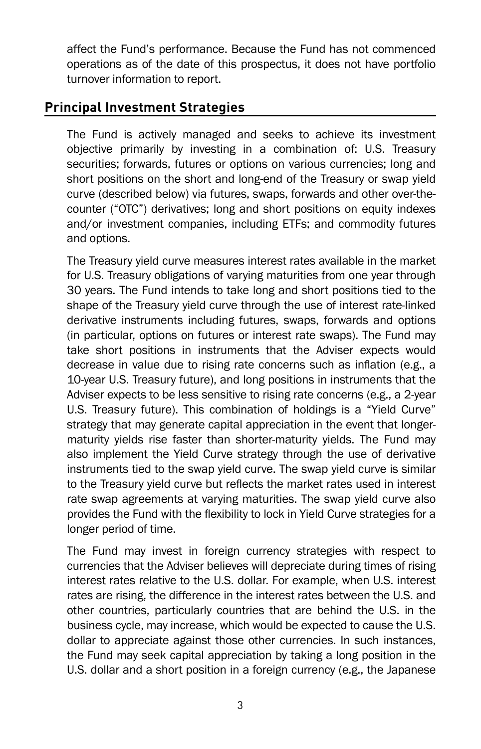affect the Fund's performance. Because the Fund has not commenced operations as of the date of this prospectus, it does not have portfolio turnover information to report.

## Principal Investment Strategies

The Fund is actively managed and seeks to achieve its investment objective primarily by investing in a combination of: U.S. Treasury securities; forwards, futures or options on various currencies; long and short positions on the short and long-end of the Treasury or swap yield curve (described below) via futures, swaps, forwards and other over-the-counter ("OTC") derivatives; long and short positions on equity indexes and/or investment companies, including ETFs; and commodity futures and options.

The Treasury yield curve measures interest rates available in the market for U.S. Treasury obligations of varying maturities from one year through 30 years. The Fund intends to take long and short positions tied to the shape of the Treasury yield curve through the use of interest rate-linked derivative instruments including futures, swaps, forwards and options (in particular, options on futures or interest rate swaps). The Fund may take short positions in instruments that the Adviser expects would decrease in value due to rising rate concerns such as inflation (e.g., a 10-year U.S. Treasury future), and long positions in instruments that the Adviser expects to be less sensitive to rising rate concerns (e.g., a 2-year U.S. Treasury future). This combination of holdings is a "Yield Curve" strategy that may generate capital appreciation in the event that longer-maturity yields rise faster than shorter-maturity yields. The Fund may also implement the Yield Curve strategy through the use of derivative instruments tied to the swap yield curve. The swap yield curve is similar to the Treasury yield curve but reflects the market rates used in interest rate swap agreements at varying maturities. The swap yield curve also provides the Fund with the flexibility to lock in Yield Curve strategies for a longer period of time.

The Fund may invest in foreign currency strategies with respect to currencies that the Adviser believes will depreciate during times of rising interest rates relative to the U.S. dollar. For example, when U.S. interest rates are rising, the difference in the interest rates between the U.S. and other countries, particularly countries that are behind the U.S. in the business cycle, may increase, which would be expected to cause the U.S. dollar to appreciate against those other currencies. In such instances, the Fund may seek capital appreciation by taking a long position in the U.S. dollar and a short position in a foreign currency (e.g., the Japanese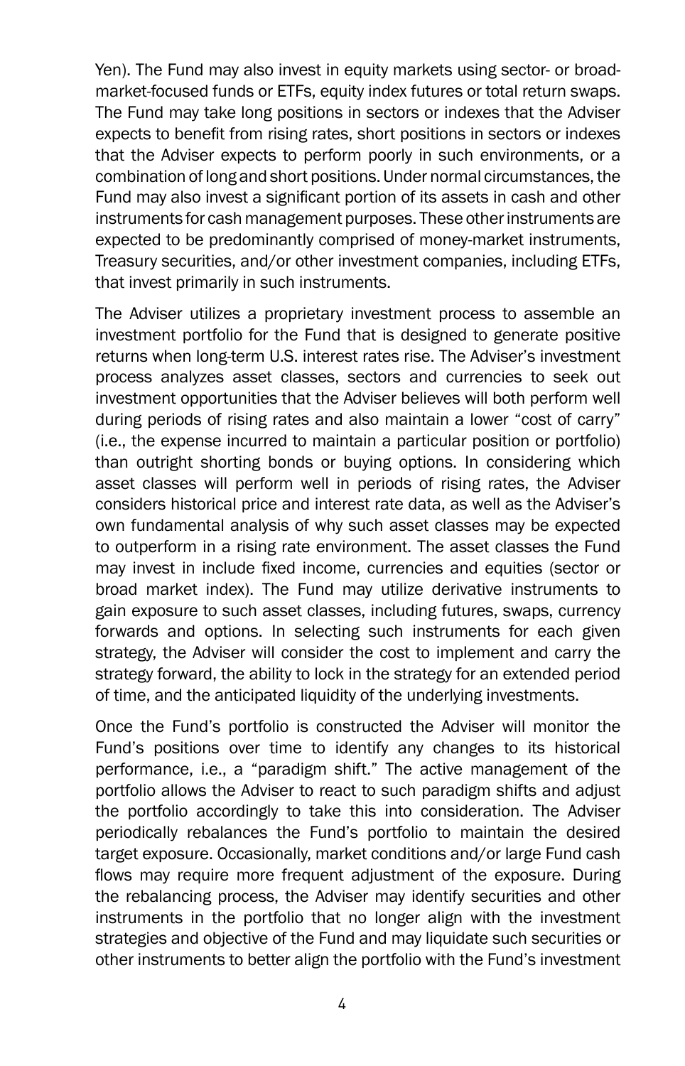Yen). The Fund may also invest in equity markets using sector- or broad-market-focused funds or ETFs, equity index futures or total return swaps. The Fund may take long positions in sectors or indexes that the Adviser expects to benefit from rising rates, short positions in sectors or indexes that the Adviser expects to perform poorly in such environments, or a combination of long and short positions. Under normal circumstances, the Fund may also invest a significant portion of its assets in cash and other instruments for cash management purposes. These other instruments are expected to be predominantly comprised of money-market instruments, Treasury securities, and/or other investment companies, including ETFs, that invest primarily in such instruments.

The Adviser utilizes a proprietary investment process to assemble an investment portfolio for the Fund that is designed to generate positive returns when long-term U.S. interest rates rise. The Adviser's investment process analyzes asset classes, sectors and currencies to seek out investment opportunities that the Adviser believes will both perform well during periods of rising rates and also maintain a lower "cost of carry" (i.e., the expense incurred to maintain a particular position or portfolio) than outright shorting bonds or buying options. In considering which asset classes will perform well in periods of rising rates, the Adviser considers historical price and interest rate data, as well as the Adviser's own fundamental analysis of why such asset classes may be expected to outperform in a rising rate environment. The asset classes the Fund may invest in include fixed income, currencies and equities (sector or broad market index). The Fund may utilize derivative instruments to gain exposure to such asset classes, including futures, swaps, currency forwards and options. In selecting such instruments for each given strategy, the Adviser will consider the cost to implement and carry the strategy forward, the ability to lock in the strategy for an extended period of time, and the anticipated liquidity of the underlying investments.

Once the Fund's portfolio is constructed the Adviser will monitor the Fund's positions over time to identify any changes to its historical performance, i.e., a "paradigm shift." The active management of the portfolio allows the Adviser to react to such paradigm shifts and adjust the portfolio accordingly to take this into consideration. The Adviser periodically rebalances the Fund's portfolio to maintain the desired target exposure. Occasionally, market conditions and/or large Fund cash flows may require more frequent adjustment of the exposure. During the rebalancing process, the Adviser may identify securities and other instruments in the portfolio that no longer align with the investment strategies and objective of the Fund and may liquidate such securities or other instruments to better align the portfolio with the Fund's investment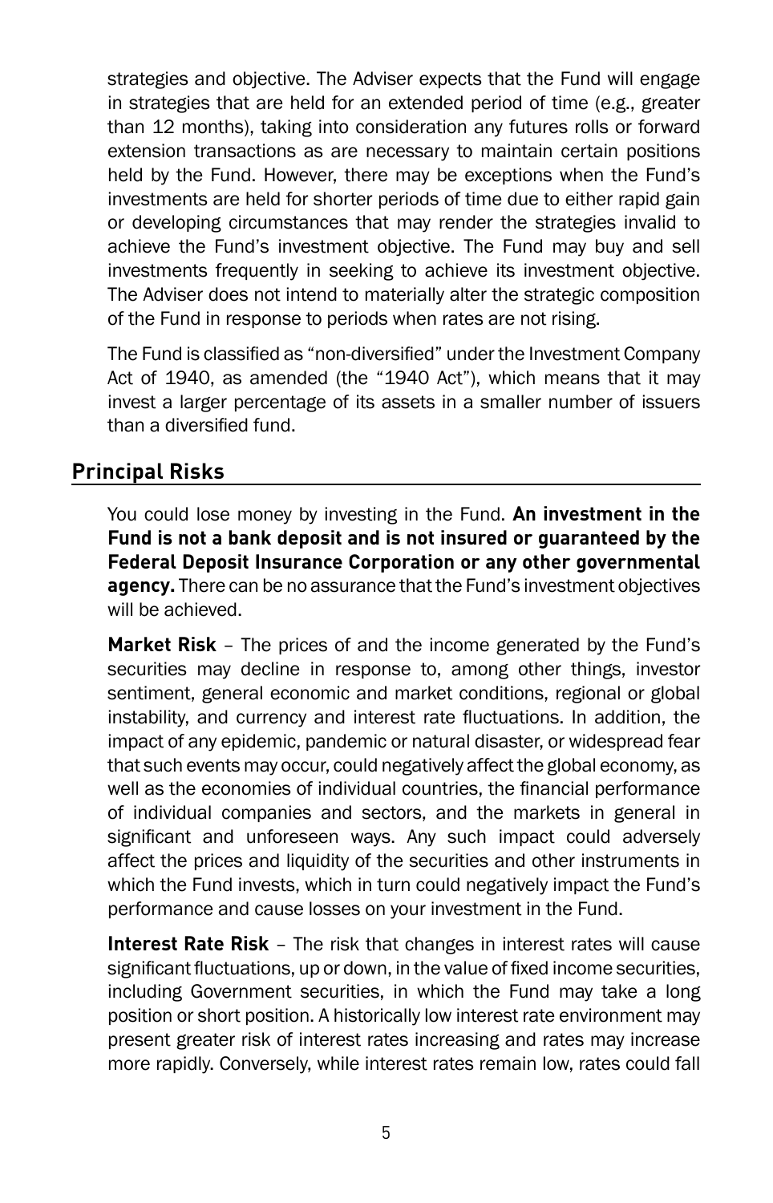strategies and objective. The Adviser expects that the Fund will engage in strategies that are held for an extended period of time (e.g., greater than 12 months), taking into consideration any futures rolls or forward extension transactions as are necessary to maintain certain positions held by the Fund. However, there may be exceptions when the Fund's investments are held for shorter periods of time due to either rapid gain or developing circumstances that may render the strategies invalid to achieve the Fund's investment objective. The Fund may buy and sell investments frequently in seeking to achieve its investment objective. The Adviser does not intend to materially alter the strategic composition of the Fund in response to periods when rates are not rising.

The Fund is classified as "non-diversified" under the Investment Company Act of 1940, as amended (the "1940 Act"), which means that it may invest a larger percentage of its assets in a smaller number of issuers than a diversified fund.

## Principal Risks

You could lose money by investing in the Fund. **An investment in the Fund is not a bank deposit and is not insured or guaranteed by the Federal Deposit Insurance Corporation or any other governmental agency.** There can be no assurance that the Fund's investment objectives will be achieved.

**Market Risk** – The prices of and the income generated by the Fund's securities may decline in response to, among other things, investor sentiment, general economic and market conditions, regional or global instability, and currency and interest rate fluctuations. In addition, the impact of any epidemic, pandemic or natural disaster, or widespread fear that such events may occur, could negatively affect the global economy, as well as the economies of individual countries, the financial performance of individual companies and sectors, and the markets in general in significant and unforeseen ways. Any such impact could adversely affect the prices and liquidity of the securities and other instruments in which the Fund invests, which in turn could negatively impact the Fund's performance and cause losses on your investment in the Fund.

**Interest Rate Risk** – The risk that changes in interest rates will cause significant fluctuations, up or down, in the value of fixed income securities, including Government securities, in which the Fund may take a long position or short position. A historically low interest rate environment may present greater risk of interest rates increasing and rates may increase more rapidly. Conversely, while interest rates remain low, rates could fall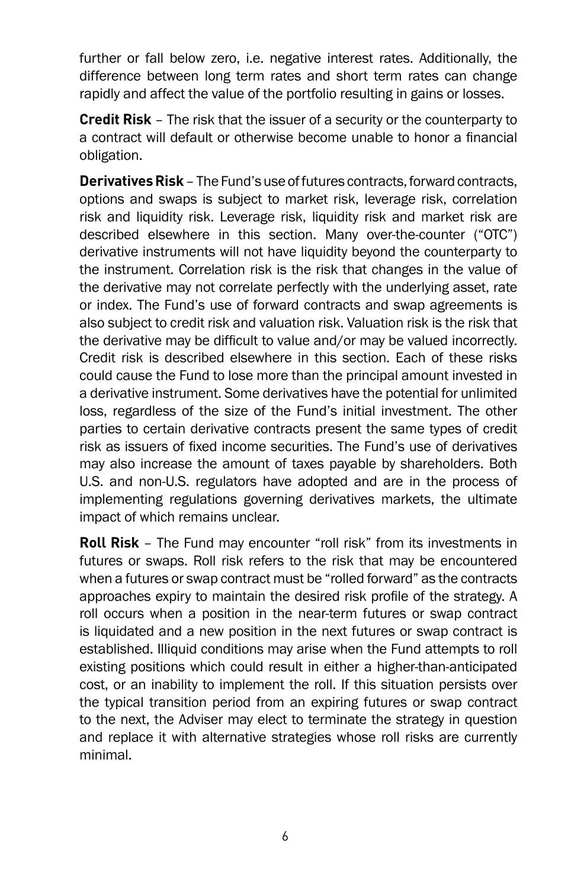further or fall below zero, i.e. negative interest rates. Additionally, the difference between long term rates and short term rates can change rapidly and affect the value of the portfolio resulting in gains or losses.

**Credit Risk** – The risk that the issuer of a security or the counterparty to a contract will default or otherwise become unable to honor a financial obligation.

**Derivatives Risk** – The Fund's use of futures contracts, forward contracts, options and swaps is subject to market risk, leverage risk, correlation risk and liquidity risk. Leverage risk, liquidity risk and market risk are described elsewhere in this section. Many over-the-counter ("OTC") derivative instruments will not have liquidity beyond the counterparty to the instrument. Correlation risk is the risk that changes in the value of the derivative may not correlate perfectly with the underlying asset, rate or index. The Fund's use of forward contracts and swap agreements is also subject to credit risk and valuation risk. Valuation risk is the risk that the derivative may be difficult to value and/or may be valued incorrectly. Credit risk is described elsewhere in this section. Each of these risks could cause the Fund to lose more than the principal amount invested in a derivative instrument. Some derivatives have the potential for unlimited loss, regardless of the size of the Fund's initial investment. The other parties to certain derivative contracts present the same types of credit risk as issuers of fixed income securities. The Fund's use of derivatives may also increase the amount of taxes payable by shareholders. Both U.S. and non-U.S. regulators have adopted and are in the process of implementing regulations governing derivatives markets, the ultimate impact of which remains unclear.

**Roll Risk** – The Fund may encounter "roll risk" from its investments in futures or swaps. Roll risk refers to the risk that may be encountered when a futures or swap contract must be "rolled forward" as the contracts approaches expiry to maintain the desired risk profile of the strategy. A roll occurs when a position in the near-term futures or swap contract is liquidated and a new position in the next futures or swap contract is established. Illiquid conditions may arise when the Fund attempts to roll existing positions which could result in either a higher-than-anticipated cost, or an inability to implement the roll. If this situation persists over the typical transition period from an expiring futures or swap contract to the next, the Adviser may elect to terminate the strategy in question and replace it with alternative strategies whose roll risks are currently minimal.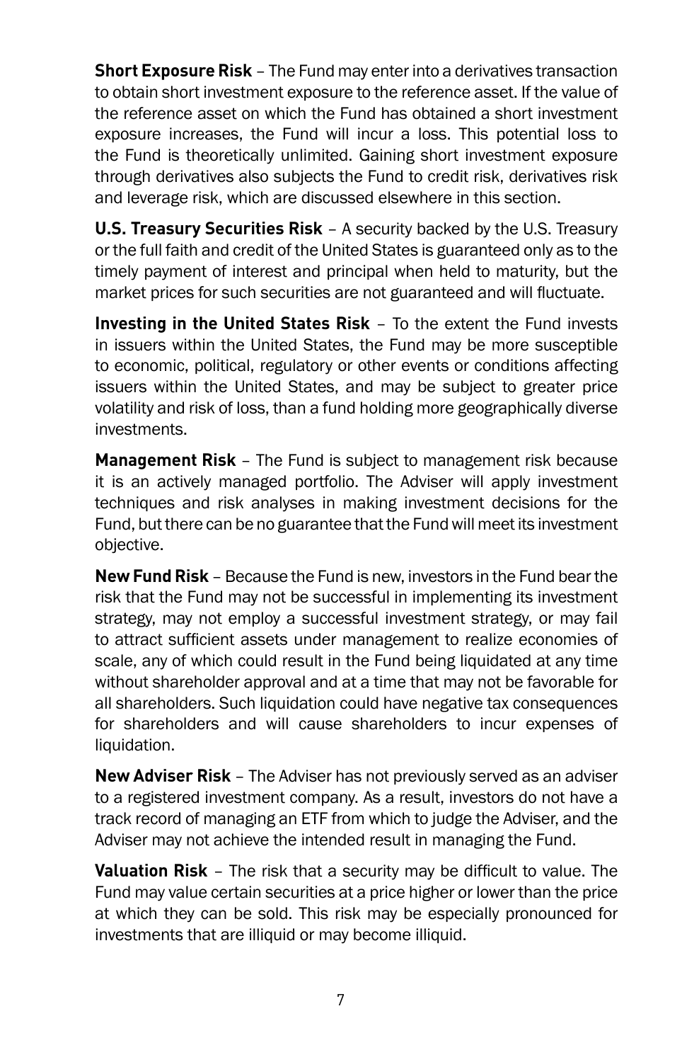**Short Exposure Risk** – The Fund may enter into a derivatives transaction to obtain short investment exposure to the reference asset. If the value of the reference asset on which the Fund has obtained a short investment exposure increases, the Fund will incur a loss. This potential loss to the Fund is theoretically unlimited. Gaining short investment exposure through derivatives also subjects the Fund to credit risk, derivatives risk and leverage risk, which are discussed elsewhere in this section.

**U.S. Treasury Securities Risk** – A security backed by the U.S. Treasury or the full faith and credit of the United States is guaranteed only as to the timely payment of interest and principal when held to maturity, but the market prices for such securities are not guaranteed and will fluctuate.

**Investing in the United States Risk** – To the extent the Fund invests in issuers within the United States, the Fund may be more susceptible to economic, political, regulatory or other events or conditions affecting issuers within the United States, and may be subject to greater price volatility and risk of loss, than a fund holding more geographically diverse investments.

**Management Risk** – The Fund is subject to management risk because it is an actively managed portfolio. The Adviser will apply investment techniques and risk analyses in making investment decisions for the Fund, but there can be no guarantee that the Fund will meet its investment objective.

**New Fund Risk** – Because the Fund is new, investors in the Fund bear the risk that the Fund may not be successful in implementing its investment strategy, may not employ a successful investment strategy, or may fail to attract sufficient assets under management to realize economies of scale, any of which could result in the Fund being liquidated at any time without shareholder approval and at a time that may not be favorable for all shareholders. Such liquidation could have negative tax consequences for shareholders and will cause shareholders to incur expenses of liquidation.

**New Adviser Risk** – The Adviser has not previously served as an adviser to a registered investment company. As a result, investors do not have a track record of managing an ETF from which to judge the Adviser, and the Adviser may not achieve the intended result in managing the Fund.

**Valuation Risk** – The risk that a security may be difficult to value. The Fund may value certain securities at a price higher or lower than the price at which they can be sold. This risk may be especially pronounced for investments that are illiquid or may become illiquid.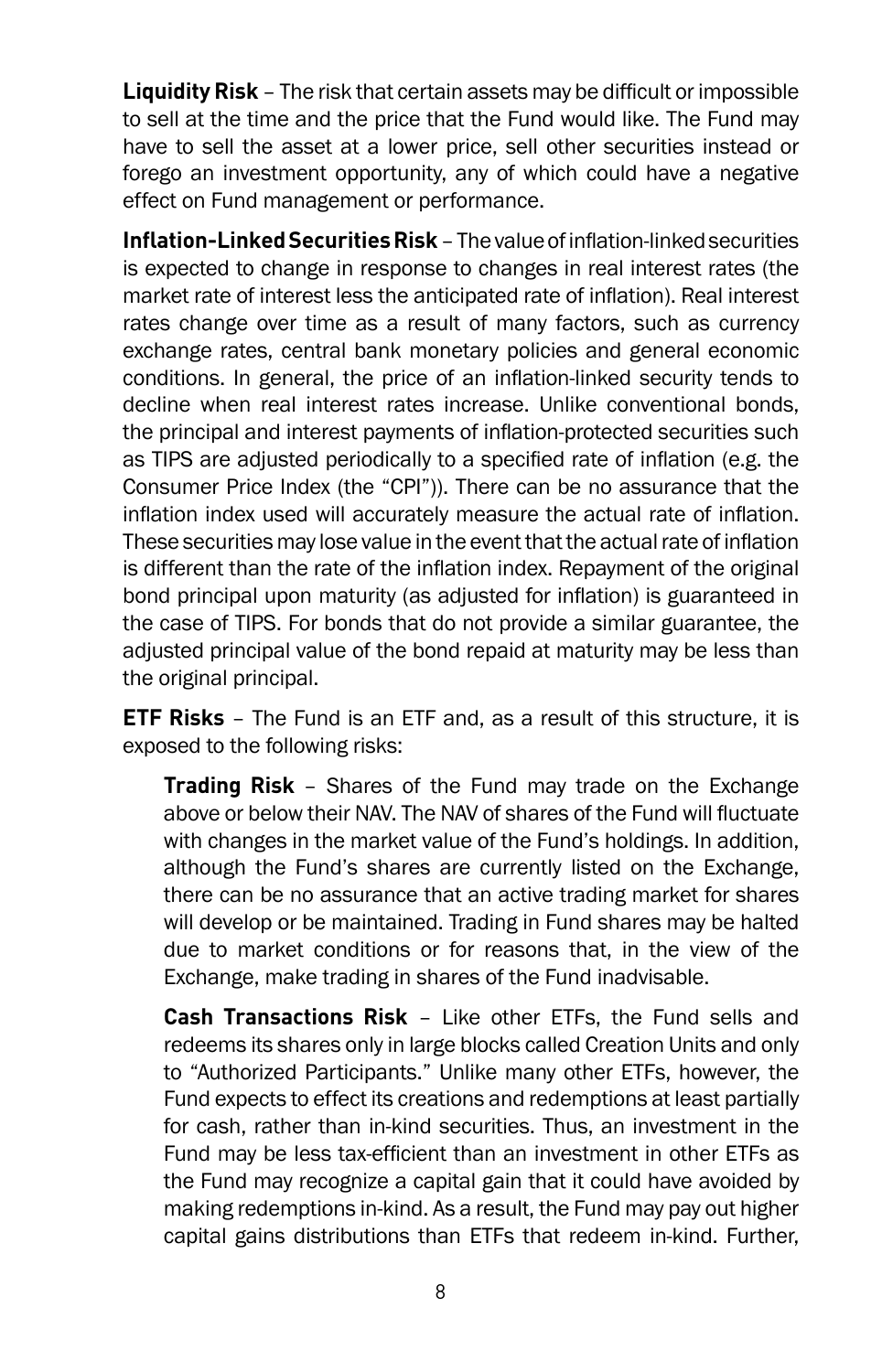**Liquidity Risk** – The risk that certain assets may be difficult or impossible to sell at the time and the price that the Fund would like. The Fund may have to sell the asset at a lower price, sell other securities instead or forego an investment opportunity, any of which could have a negative effect on Fund management or performance.

**Inflation-Linked Securities Risk** – The value of inflation-linked securities is expected to change in response to changes in real interest rates (the market rate of interest less the anticipated rate of inflation). Real interest rates change over time as a result of many factors, such as currency exchange rates, central bank monetary policies and general economic conditions. In general, the price of an inflation-linked security tends to decline when real interest rates increase. Unlike conventional bonds, the principal and interest payments of inflation-protected securities such as TIPS are adjusted periodically to a specified rate of inflation (e.g. the Consumer Price Index (the "CPI")). There can be no assurance that the inflation index used will accurately measure the actual rate of inflation. These securities may lose value in the event that the actual rate of inflation is different than the rate of the inflation index. Repayment of the original bond principal upon maturity (as adjusted for inflation) is guaranteed in the case of TIPS. For bonds that do not provide a similar guarantee, the adjusted principal value of the bond repaid at maturity may be less than the original principal.

**ETF Risks** – The Fund is an ETF and, as a result of this structure, it is exposed to the following risks:

> **Trading Risk** – Shares of the Fund may trade on the Exchange above or below their NAV. The NAV of shares of the Fund will fluctuate with changes in the market value of the Fund's holdings. In addition, although the Fund's shares are currently listed on the Exchange, there can be no assurance that an active trading market for shares will develop or be maintained. Trading in Fund shares may be halted due to market conditions or for reasons that, in the view of the Exchange, make trading in shares of the Fund inadvisable.
>
> **Cash Transactions Risk** – Like other ETFs, the Fund sells and redeems its shares only in large blocks called Creation Units and only to "Authorized Participants." Unlike many other ETFs, however, the Fund expects to effect its creations and redemptions at least partially for cash, rather than in-kind securities. Thus, an investment in the Fund may be less tax-efficient than an investment in other ETFs as the Fund may recognize a capital gain that it could have avoided by making redemptions in-kind. As a result, the Fund may pay out higher capital gains distributions than ETFs that redeem in-kind. Further,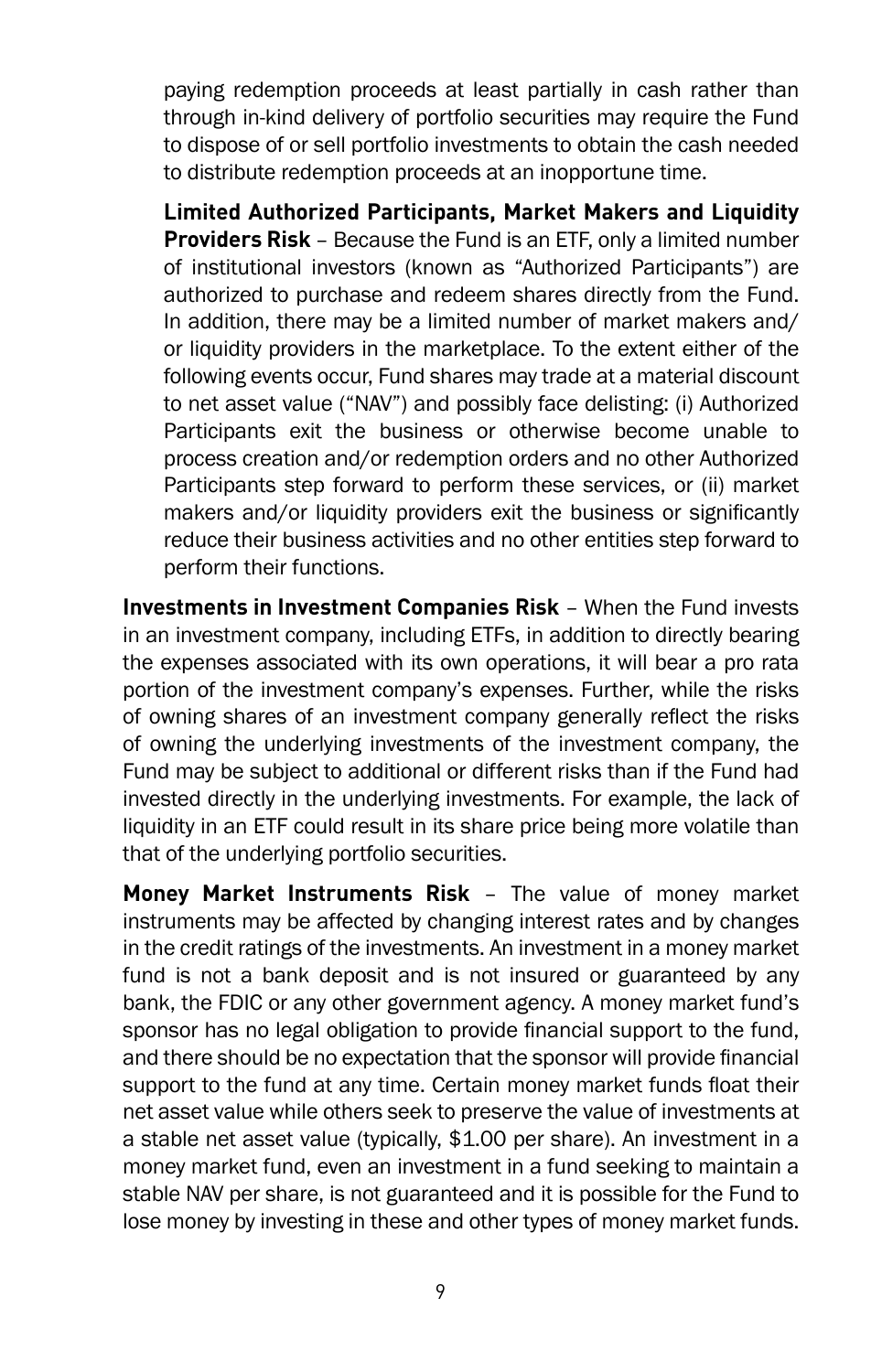paying redemption proceeds at least partially in cash rather than through in-kind delivery of portfolio securities may require the Fund to dispose of or sell portfolio investments to obtain the cash needed to distribute redemption proceeds at an inopportune time.

**Limited Authorized Participants, Market Makers and Liquidity Providers Risk** – Because the Fund is an ETF, only a limited number of institutional investors (known as "Authorized Participants") are authorized to purchase and redeem shares directly from the Fund. In addition, there may be a limited number of market makers and/or liquidity providers in the marketplace. To the extent either of the following events occur, Fund shares may trade at a material discount to net asset value ("NAV") and possibly face delisting: (i) Authorized Participants exit the business or otherwise become unable to process creation and/or redemption orders and no other Authorized Participants step forward to perform these services, or (ii) market makers and/or liquidity providers exit the business or significantly reduce their business activities and no other entities step forward to perform their functions.

**Investments in Investment Companies Risk** – When the Fund invests in an investment company, including ETFs, in addition to directly bearing the expenses associated with its own operations, it will bear a pro rata portion of the investment company's expenses. Further, while the risks of owning shares of an investment company generally reflect the risks of owning the underlying investments of the investment company, the Fund may be subject to additional or different risks than if the Fund had invested directly in the underlying investments. For example, the lack of liquidity in an ETF could result in its share price being more volatile than that of the underlying portfolio securities.

**Money Market Instruments Risk** – The value of money market instruments may be affected by changing interest rates and by changes in the credit ratings of the investments. An investment in a money market fund is not a bank deposit and is not insured or guaranteed by any bank, the FDIC or any other government agency. A money market fund's sponsor has no legal obligation to provide financial support to the fund, and there should be no expectation that the sponsor will provide financial support to the fund at any time. Certain money market funds float their net asset value while others seek to preserve the value of investments at a stable net asset value (typically, $1.00 per share). An investment in a money market fund, even an investment in a fund seeking to maintain a stable NAV per share, is not guaranteed and it is possible for the Fund to lose money by investing in these and other types of money market funds.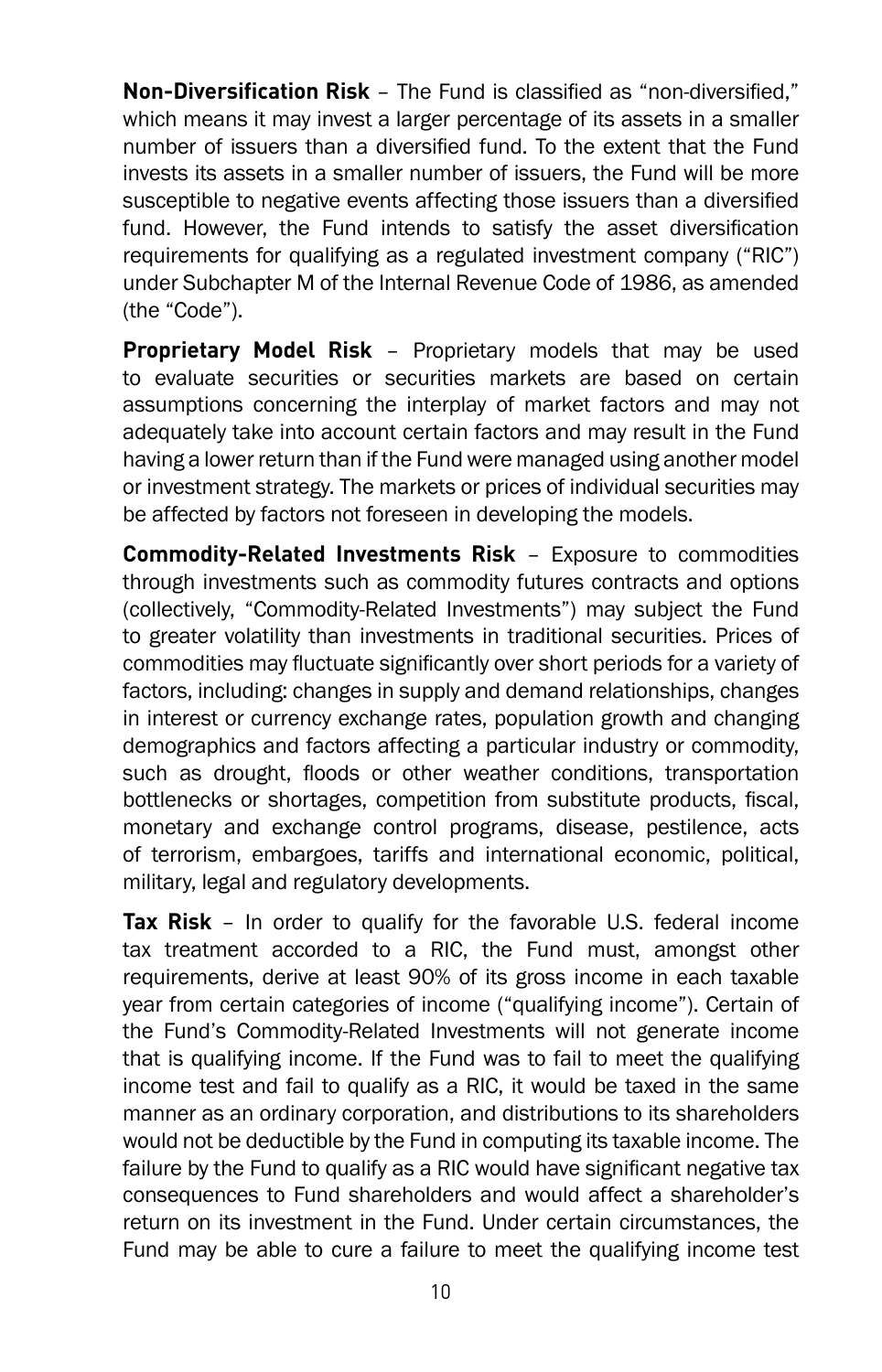**Non-Diversification Risk** – The Fund is classified as "non-diversified," which means it may invest a larger percentage of its assets in a smaller number of issuers than a diversified fund. To the extent that the Fund invests its assets in a smaller number of issuers, the Fund will be more susceptible to negative events affecting those issuers than a diversified fund. However, the Fund intends to satisfy the asset diversification requirements for qualifying as a regulated investment company ("RIC") under Subchapter M of the Internal Revenue Code of 1986, as amended (the "Code").

**Proprietary Model Risk** – Proprietary models that may be used to evaluate securities or securities markets are based on certain assumptions concerning the interplay of market factors and may not adequately take into account certain factors and may result in the Fund having a lower return than if the Fund were managed using another model or investment strategy. The markets or prices of individual securities may be affected by factors not foreseen in developing the models.

**Commodity-Related Investments Risk** – Exposure to commodities through investments such as commodity futures contracts and options (collectively, "Commodity-Related Investments") may subject the Fund to greater volatility than investments in traditional securities. Prices of commodities may fluctuate significantly over short periods for a variety of factors, including: changes in supply and demand relationships, changes in interest or currency exchange rates, population growth and changing demographics and factors affecting a particular industry or commodity, such as drought, floods or other weather conditions, transportation bottlenecks or shortages, competition from substitute products, fiscal, monetary and exchange control programs, disease, pestilence, acts of terrorism, embargoes, tariffs and international economic, political, military, legal and regulatory developments.

**Tax Risk** – In order to qualify for the favorable U.S. federal income tax treatment accorded to a RIC, the Fund must, amongst other requirements, derive at least 90% of its gross income in each taxable year from certain categories of income ("qualifying income"). Certain of the Fund's Commodity-Related Investments will not generate income that is qualifying income. If the Fund was to fail to meet the qualifying income test and fail to qualify as a RIC, it would be taxed in the same manner as an ordinary corporation, and distributions to its shareholders would not be deductible by the Fund in computing its taxable income. The failure by the Fund to qualify as a RIC would have significant negative tax consequences to Fund shareholders and would affect a shareholder's return on its investment in the Fund. Under certain circumstances, the Fund may be able to cure a failure to meet the qualifying income test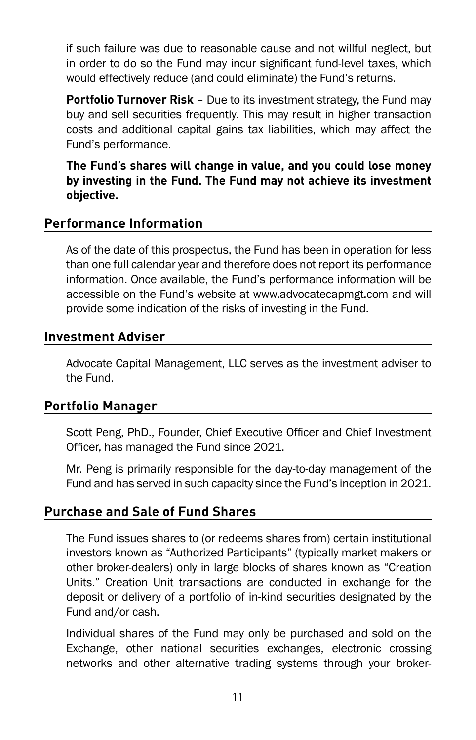if such failure was due to reasonable cause and not willful neglect, but in order to do so the Fund may incur significant fund-level taxes, which would effectively reduce (and could eliminate) the Fund's returns.

**Portfolio Turnover Risk** – Due to its investment strategy, the Fund may buy and sell securities frequently. This may result in higher transaction costs and additional capital gains tax liabilities, which may affect the Fund's performance.

**The Fund's shares will change in value, and you could lose money by investing in the Fund. The Fund may not achieve its investment objective.**

## Performance Information

As of the date of this prospectus, the Fund has been in operation for less than one full calendar year and therefore does not report its performance information. Once available, the Fund's performance information will be accessible on the Fund's website at www.advocatecapmgt.com and will provide some indication of the risks of investing in the Fund.

## Investment Adviser

Advocate Capital Management, LLC serves as the investment adviser to the Fund.

## Portfolio Manager

Scott Peng, PhD., Founder, Chief Executive Officer and Chief Investment Officer, has managed the Fund since 2021.

Mr. Peng is primarily responsible for the day-to-day management of the Fund and has served in such capacity since the Fund's inception in 2021.

## Purchase and Sale of Fund Shares

The Fund issues shares to (or redeems shares from) certain institutional investors known as "Authorized Participants" (typically market makers or other broker-dealers) only in large blocks of shares known as "Creation Units." Creation Unit transactions are conducted in exchange for the deposit or delivery of a portfolio of in-kind securities designated by the Fund and/or cash.

Individual shares of the Fund may only be purchased and sold on the Exchange, other national securities exchanges, electronic crossing networks and other alternative trading systems through your broker-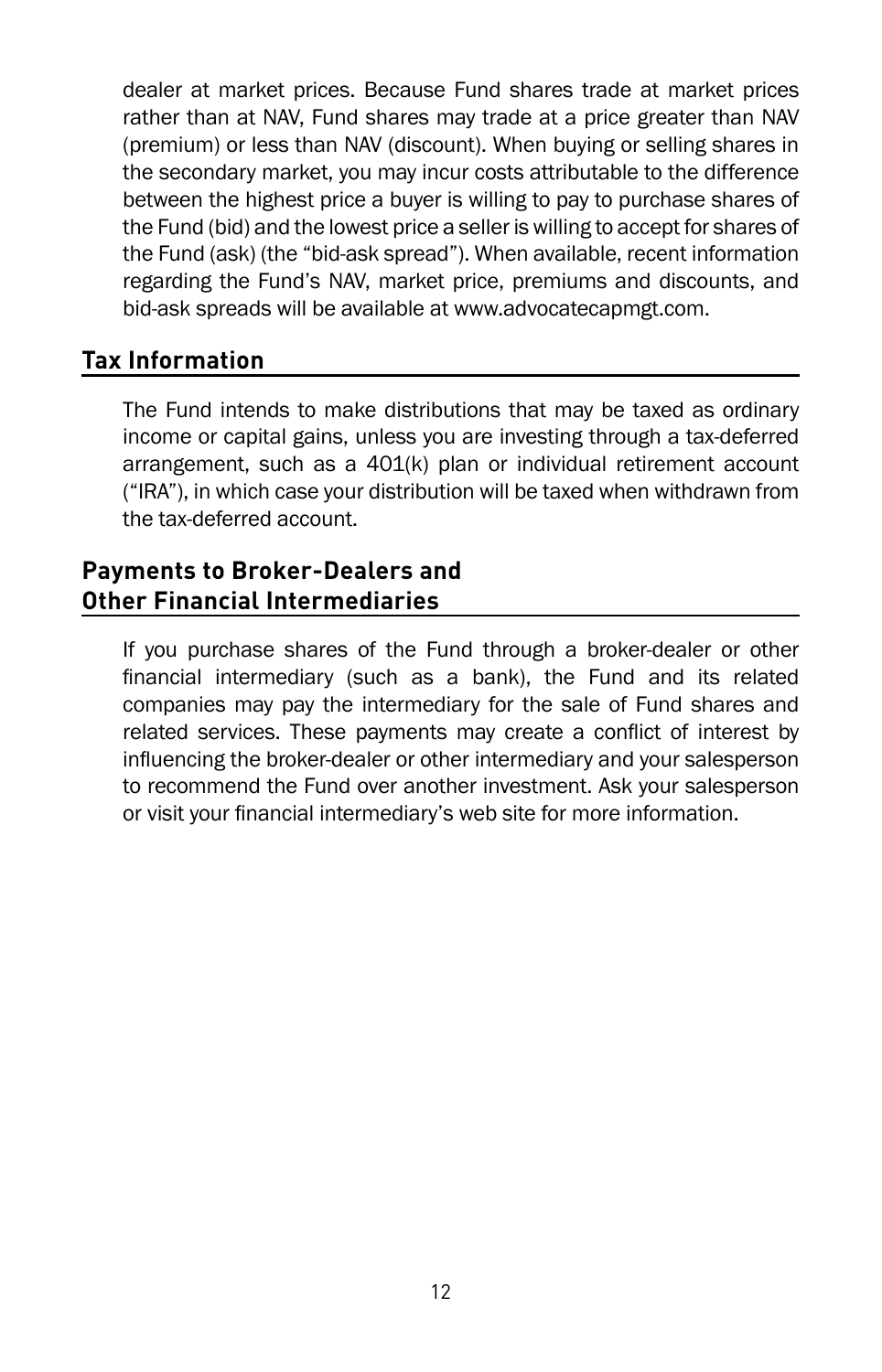dealer at market prices. Because Fund shares trade at market prices rather than at NAV, Fund shares may trade at a price greater than NAV (premium) or less than NAV (discount). When buying or selling shares in the secondary market, you may incur costs attributable to the difference between the highest price a buyer is willing to pay to purchase shares of the Fund (bid) and the lowest price a seller is willing to accept for shares of the Fund (ask) (the "bid-ask spread"). When available, recent information regarding the Fund's NAV, market price, premiums and discounts, and bid-ask spreads will be available at www.advocatecapmgt.com.

## Tax Information

The Fund intends to make distributions that may be taxed as ordinary income or capital gains, unless you are investing through a tax-deferred arrangement, such as a 401(k) plan or individual retirement account ("IRA"), in which case your distribution will be taxed when withdrawn from the tax-deferred account.

## Payments to Broker-Dealers and Other Financial Intermediaries

If you purchase shares of the Fund through a broker-dealer or other financial intermediary (such as a bank), the Fund and its related companies may pay the intermediary for the sale of Fund shares and related services. These payments may create a conflict of interest by influencing the broker-dealer or other intermediary and your salesperson to recommend the Fund over another investment. Ask your salesperson or visit your financial intermediary's web site for more information.